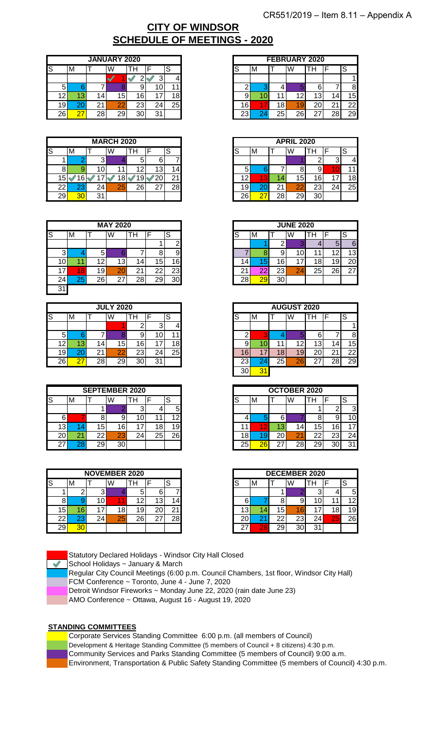CR551/2019 – Item 8.11 – Appendix A

# CITY OF WINDSOR
# SCHEDULE OF MEETINGS - 2020

**JANUARY 2020**

| S | M | T | W | TH | F | S |
|---|---|---|---|---|---|---|
| | | | 1 | 2 | 3 | 4 |
| 5 | 6 | 7 | 8 | 9 | 10 | 11 |
| 12 | 13 | 14 | 15 | 16 | 17 | 18 |
| 19 | 20 | 21 | 22 | 23 | 24 | 25 |
| 26 | 27 | 28 | 29 | 30 | 31 | |

**FEBRUARY 2020**

| S | M | T | W | TH | F | S |
|---|---|---|---|---|---|---|
| | | | | | | 1 |
| 2 | 3 | 4 | 5 | 6 | 7 | 8 |
| 9 | 10 | 11 | 12 | 13 | 14 | 15 |
| 16 | 17 | 18 | 19 | 20 | 21 | 22 |
| 23 | 24 | 25 | 26 | 27 | 28 | 29 |

**MARCH 2020**

| S | M | T | W | TH | F | S |
|---|---|---|---|---|---|---|
| 1 | 2 | 3 | 4 | 5 | 6 | 7 |
| 8 | 9 | 10 | 11 | 12 | 13 | 14 |
| 15 | 16 | 17 | 18 | 19 | 20 | 21 |
| 22 | 23 | 24 | 25 | 26 | 27 | 28 |
| 29 | 30 | 31 | | | | |

**APRIL 2020**

| S | M | T | W | TH | F | S |
|---|---|---|---|---|---|---|
| | | | 1 | 2 | 3 | 4 |
| 5 | 6 | 7 | 8 | 9 | 10 | 11 |
| 12 | 13 | 14 | 15 | 16 | 17 | 18 |
| 19 | 20 | 21 | 22 | 23 | 24 | 25 |
| 26 | 27 | 28 | 29 | 30 | | |

**MAY 2020**

| S | M | T | W | TH | F | S |
|---|---|---|---|---|---|---|
| | | | | | 1 | 2 |
| 3 | 4 | 5 | 6 | 7 | 8 | 9 |
| 10 | 11 | 12 | 13 | 14 | 15 | 16 |
| 17 | 18 | 19 | 20 | 21 | 22 | 23 |
| 24 | 25 | 26 | 27 | 28 | 29 | 30 |
| 31 | | | | | | |

**JUNE 2020**

| S | M | T | W | TH | F | S |
|---|---|---|---|---|---|---|
| | 1 | 2 | 3 | 4 | 5 | 6 |
| 7 | 8 | 9 | 10 | 11 | 12 | 13 |
| 14 | 15 | 16 | 17 | 18 | 19 | 20 |
| 21 | 22 | 23 | 24 | 25 | 26 | 27 |
| 28 | 29 | 30 | | | | |

**JULY 2020**

| S | M | T | W | TH | F | S |
|---|---|---|---|---|---|---|
| | | | 1 | 2 | 3 | 4 |
| 5 | 6 | 7 | 8 | 9 | 10 | 11 |
| 12 | 13 | 14 | 15 | 16 | 17 | 18 |
| 19 | 20 | 21 | 22 | 23 | 24 | 25 |
| 26 | 27 | 28 | 29 | 30 | 31 | |

**AUGUST 2020**

| S | M | T | W | TH | F | S |
|---|---|---|---|---|---|---|
| | | | | | | 1 |
| 2 | 3 | 4 | 5 | 6 | 7 | 8 |
| 9 | 10 | 11 | 12 | 13 | 14 | 15 |
| 16 | 17 | 18 | 19 | 20 | 21 | 22 |
| 23 | 24 | 25 | 26 | 27 | 28 | 29 |
| 30 | 31 | | | | | |

**SEPTEMBER 2020**

| S | M | T | W | TH | F | S |
|---|---|---|---|---|---|---|
| | | 1 | 2 | 3 | 4 | 5 |
| 6 | 7 | 8 | 9 | 10 | 11 | 12 |
| 13 | 14 | 15 | 16 | 17 | 18 | 19 |
| 20 | 21 | 22 | 23 | 24 | 25 | 26 |
| 27 | 28 | 29 | 30 | | | |

**OCTOBER 2020**

| S | M | T | W | TH | F | S |
|---|---|---|---|---|---|---|
| | | | | 1 | 2 | 3 |
| 4 | 5 | 6 | 7 | 8 | 9 | 10 |
| 11 | 12 | 13 | 14 | 15 | 16 | 17 |
| 18 | 19 | 20 | 21 | 22 | 23 | 24 |
| 25 | 26 | 27 | 28 | 29 | 30 | 31 |

**NOVEMBER 2020**

| S | M | T | W | TH | F | S |
|---|---|---|---|---|---|---|
| 1 | 2 | 3 | 4 | 5 | 6 | 7 |
| 8 | 9 | 10 | 11 | 12 | 13 | 14 |
| 15 | 16 | 17 | 18 | 19 | 20 | 21 |
| 22 | 23 | 24 | 25 | 26 | 27 | 28 |
| 29 | 30 | | | | | |

**DECEMBER 2020**

| S | M | T | W | TH | F | S |
|---|---|---|---|---|---|---|
| | | 1 | 2 | 3 | 4 | 5 |
| 6 | 7 | 8 | 9 | 10 | 11 | 12 |
| 13 | 14 | 15 | 16 | 17 | 18 | 19 |
| 20 | 21 | 22 | 23 | 24 | 25 | 26 |
| 27 | 28 | 29 | 30 | 31 | | |

- Statutory Declared Holidays - Windsor City Hall Closed
- ✓ School Holidays ~ January & March
- Regular City Council Meetings (6:00 p.m. Council Chambers, 1st floor, Windsor City Hall)
- FCM Conference ~ Toronto, June 4 - June 7, 2020
- Detroit Windsor Fireworks ~ Monday June 22, 2020 (rain date June 23)
- AMO Conference ~ Ottawa, August 16 - August 19, 2020

## STANDING COMMITTEES

- Corporate Services Standing Committee 6:00 p.m. (all members of Council)
- Development & Heritage Standing Committee (5 members of Council + 8 citizens) 4:30 p.m.
- Community Services and Parks Standing Committee (5 members of Council) 9:00 a.m.
- Environment, Transportation & Public Safety Standing Committee (5 members of Council) 4:30 p.m.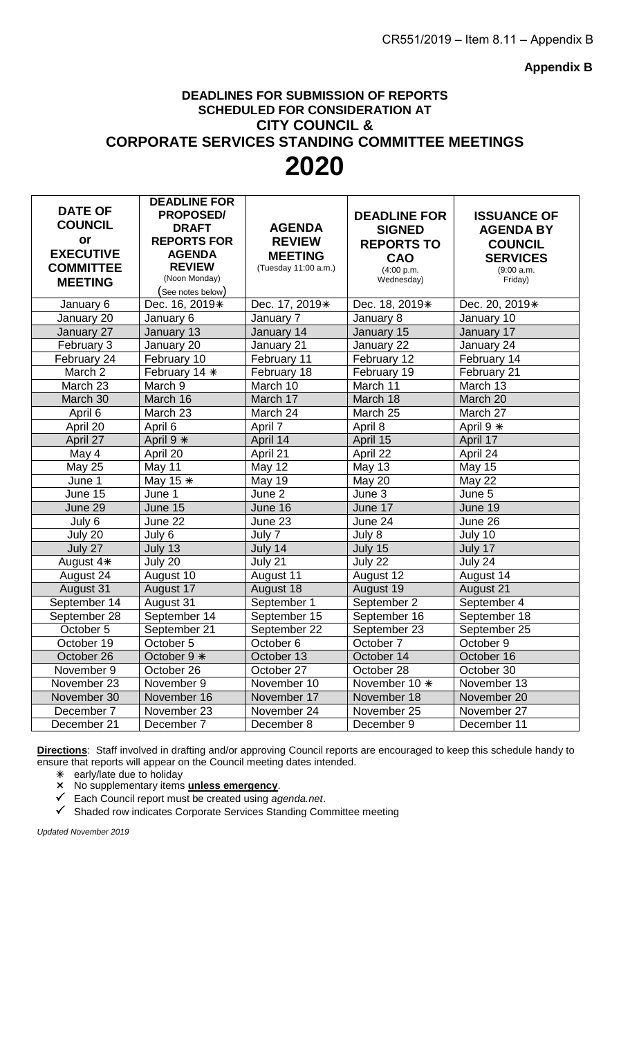CR551/2019 – Item 8.11 – Appendix B

**Appendix B**

## DEADLINES FOR SUBMISSION OF REPORTS SCHEDULED FOR CONSIDERATION AT CITY COUNCIL & CORPORATE SERVICES STANDING COMMITTEE MEETINGS

# 2020

| DATE OF COUNCIL or EXECUTIVE COMMITTEE MEETING | DEADLINE FOR PROPOSED/ DRAFT REPORTS FOR AGENDA REVIEW (Noon Monday) (See notes below) | AGENDA REVIEW MEETING (Tuesday 11:00 a.m.) | DEADLINE FOR SIGNED REPORTS TO CAO (4:00 p.m. Wednesday) | ISSUANCE OF AGENDA BY COUNCIL SERVICES (9:00 a.m. Friday) |
|---|---|---|---|---|
| January 6 | Dec. 16, 2019✳ | Dec. 17, 2019✳ | Dec. 18, 2019✳ | Dec. 20, 2019✳ |
| January 20 | January 6 | January 7 | January 8 | January 10 |
| January 27 | January 13 | January 14 | January 15 | January 17 |
| February 3 | January 20 | January 21 | January 22 | January 24 |
| February 24 | February 10 | February 11 | February 12 | February 14 |
| March 2 | February 14 ✳ | February 18 | February 19 | February 21 |
| March 23 | March 9 | March 10 | March 11 | March 13 |
| March 30 | March 16 | March 17 | March 18 | March 20 |
| April 6 | March 23 | March 24 | March 25 | March 27 |
| April 20 | April 6 | April 7 | April 8 | April 9 ✳ |
| April 27 | April 9 ✳ | April 14 | April 15 | April 17 |
| May 4 | April 20 | April 21 | April 22 | April 24 |
| May 25 | May 11 | May 12 | May 13 | May 15 |
| June 1 | May 15 ✳ | May 19 | May 20 | May 22 |
| June 15 | June 1 | June 2 | June 3 | June 5 |
| June 29 | June 15 | June 16 | June 17 | June 19 |
| July 6 | June 22 | June 23 | June 24 | June 26 |
| July 20 | July 6 | July 7 | July 8 | July 10 |
| July 27 | July 13 | July 14 | July 15 | July 17 |
| August 4✳ | July 20 | July 21 | July 22 | July 24 |
| August 24 | August 10 | August 11 | August 12 | August 14 |
| August 31 | August 17 | August 18 | August 19 | August 21 |
| September 14 | August 31 | September 1 | September 2 | September 4 |
| September 28 | September 14 | September 15 | September 16 | September 18 |
| October 5 | September 21 | September 22 | September 23 | September 25 |
| October 19 | October 5 | October 6 | October 7 | October 9 |
| October 26 | October 9 ✳ | October 13 | October 14 | October 16 |
| November 9 | October 26 | October 27 | October 28 | October 30 |
| November 23 | November 9 | November 10 | November 10 ✳ | November 13 |
| November 30 | November 16 | November 17 | November 18 | November 20 |
| December 7 | November 23 | November 24 | November 25 | November 27 |
| December 21 | December 7 | December 8 | December 9 | December 11 |

**Directions**: Staff involved in drafting and/or approving Council reports are encouraged to keep this schedule handy to ensure that reports will appear on the Council meeting dates intended.

- ✳ early/late due to holiday
- ✗ No supplementary items **unless emergency**.
- ✓ Each Council report must be created using *agenda.net*.
- ✓ Shaded row indicates Corporate Services Standing Committee meeting

*Updated November 2019*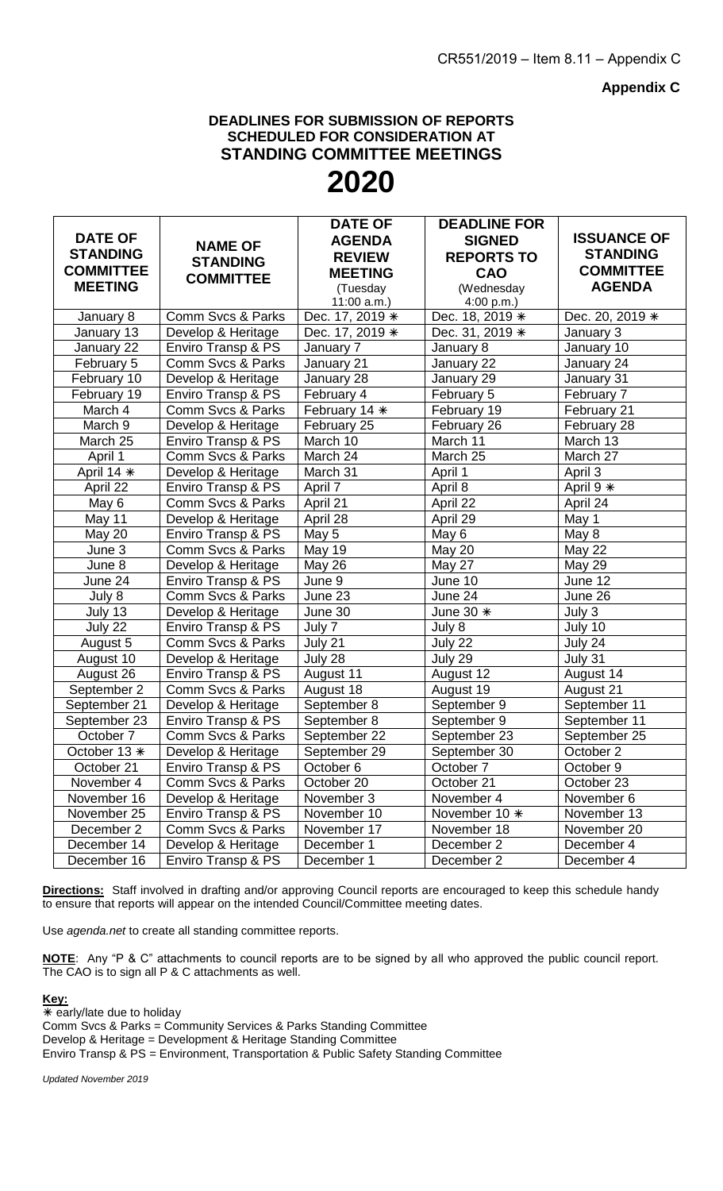**Appendix C**

## DEADLINES FOR SUBMISSION OF REPORTS SCHEDULED FOR CONSIDERATION AT STANDING COMMITTEE MEETINGS

# 2020

| DATE OF STANDING COMMITTEE MEETING | NAME OF STANDING COMMITTEE | DATE OF AGENDA REVIEW MEETING (Tuesday 11:00 a.m.) | DEADLINE FOR SIGNED REPORTS TO CAO (Wednesday 4:00 p.m.) | ISSUANCE OF STANDING COMMITTEE AGENDA |
|---|---|---|---|---|
| January 8 | Comm Svcs & Parks | Dec. 17, 2019 ✳ | Dec. 18, 2019 ✳ | Dec. 20, 2019 ✳ |
| January 13 | Develop & Heritage | Dec. 17, 2019 ✳ | Dec. 31, 2019 ✳ | January 3 |
| January 22 | Enviro Transp & PS | January 7 | January 8 | January 10 |
| February 5 | Comm Svcs & Parks | January 21 | January 22 | January 24 |
| February 10 | Develop & Heritage | January 28 | January 29 | January 31 |
| February 19 | Enviro Transp & PS | February 4 | February 5 | February 7 |
| March 4 | Comm Svcs & Parks | February 14 ✳ | February 19 | February 21 |
| March 9 | Develop & Heritage | February 25 | February 26 | February 28 |
| March 25 | Enviro Transp & PS | March 10 | March 11 | March 13 |
| April 1 | Comm Svcs & Parks | March 24 | March 25 | March 27 |
| April 14 ✳ | Develop & Heritage | March 31 | April 1 | April 3 |
| April 22 | Enviro Transp & PS | April 7 | April 8 | April 9 ✳ |
| May 6 | Comm Svcs & Parks | April 21 | April 22 | April 24 |
| May 11 | Develop & Heritage | April 28 | April 29 | May 1 |
| May 20 | Enviro Transp & PS | May 5 | May 6 | May 8 |
| June 3 | Comm Svcs & Parks | May 19 | May 20 | May 22 |
| June 8 | Develop & Heritage | May 26 | May 27 | May 29 |
| June 24 | Enviro Transp & PS | June 9 | June 10 | June 12 |
| July 8 | Comm Svcs & Parks | June 23 | June 24 | June 26 |
| July 13 | Develop & Heritage | June 30 | June 30 ✳ | July 3 |
| July 22 | Enviro Transp & PS | July 7 | July 8 | July 10 |
| August 5 | Comm Svcs & Parks | July 21 | July 22 | July 24 |
| August 10 | Develop & Heritage | July 28 | July 29 | July 31 |
| August 26 | Enviro Transp & PS | August 11 | August 12 | August 14 |
| September 2 | Comm Svcs & Parks | August 18 | August 19 | August 21 |
| September 21 | Develop & Heritage | September 8 | September 9 | September 11 |
| September 23 | Enviro Transp & PS | September 8 | September 9 | September 11 |
| October 7 | Comm Svcs & Parks | September 22 | September 23 | September 25 |
| October 13 ✳ | Develop & Heritage | September 29 | September 30 | October 2 |
| October 21 | Enviro Transp & PS | October 6 | October 7 | October 9 |
| November 4 | Comm Svcs & Parks | October 20 | October 21 | October 23 |
| November 16 | Develop & Heritage | November 3 | November 4 | November 6 |
| November 25 | Enviro Transp & PS | November 10 | November 10 ✳ | November 13 |
| December 2 | Comm Svcs & Parks | November 17 | November 18 | November 20 |
| December 14 | Develop & Heritage | December 1 | December 2 | December 4 |
| December 16 | Enviro Transp & PS | December 1 | December 2 | December 4 |

**Directions:** Staff involved in drafting and/or approving Council reports are encouraged to keep this schedule handy to ensure that reports will appear on the intended Council/Committee meeting dates.

Use *agenda.net* to create all standing committee reports.

**NOTE**: Any "P & C" attachments to council reports are to be signed by all who approved the public council report. The CAO is to sign all P & C attachments as well.

**Key:**

✳ early/late due to holiday

Comm Svcs & Parks = Community Services & Parks Standing Committee

Develop & Heritage = Development & Heritage Standing Committee

Enviro Transp & PS = Environment, Transportation & Public Safety Standing Committee

*Updated November 2019*